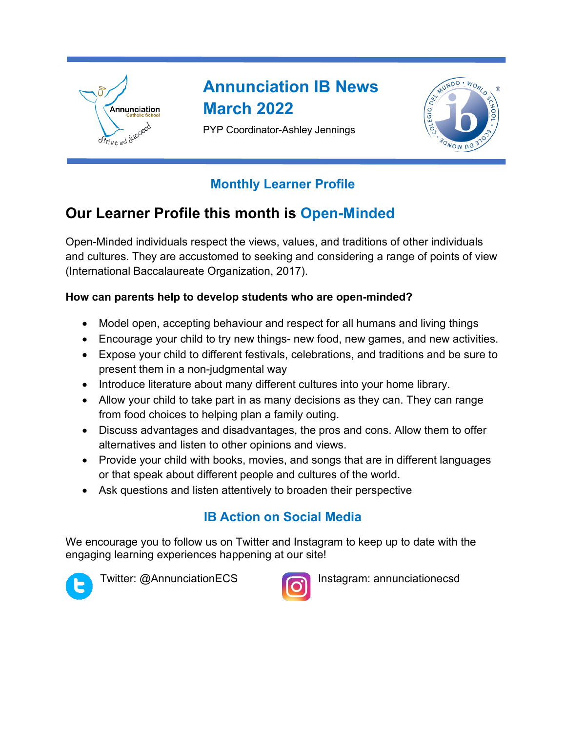# Annunciation IB News
# March 2022

PYP Coordinator-Ashley Jennings

## Monthly Learner Profile

## Our Learner Profile this month is Open-Minded

Open-Minded individuals respect the views, values, and traditions of other individuals and cultures. They are accustomed to seeking and considering a range of points of view (International Baccalaureate Organization, 2017).

**How can parents help to develop students who are open-minded?**

- Model open, accepting behaviour and respect for all humans and living things
- Encourage your child to try new things- new food, new games, and new activities.
- Expose your child to different festivals, celebrations, and traditions and be sure to present them in a non-judgmental way
- Introduce literature about many different cultures into your home library.
- Allow your child to take part in as many decisions as they can. They can range from food choices to helping plan a family outing.
- Discuss advantages and disadvantages, the pros and cons. Allow them to offer alternatives and listen to other opinions and views.
- Provide your child with books, movies, and songs that are in different languages or that speak about different people and cultures of the world.
- Ask questions and listen attentively to broaden their perspective

## IB Action on Social Media

We encourage you to follow us on Twitter and Instagram to keep up to date with the engaging learning experiences happening at our site!

Twitter: @AnnunciationECS

Instagram: annunciationecsd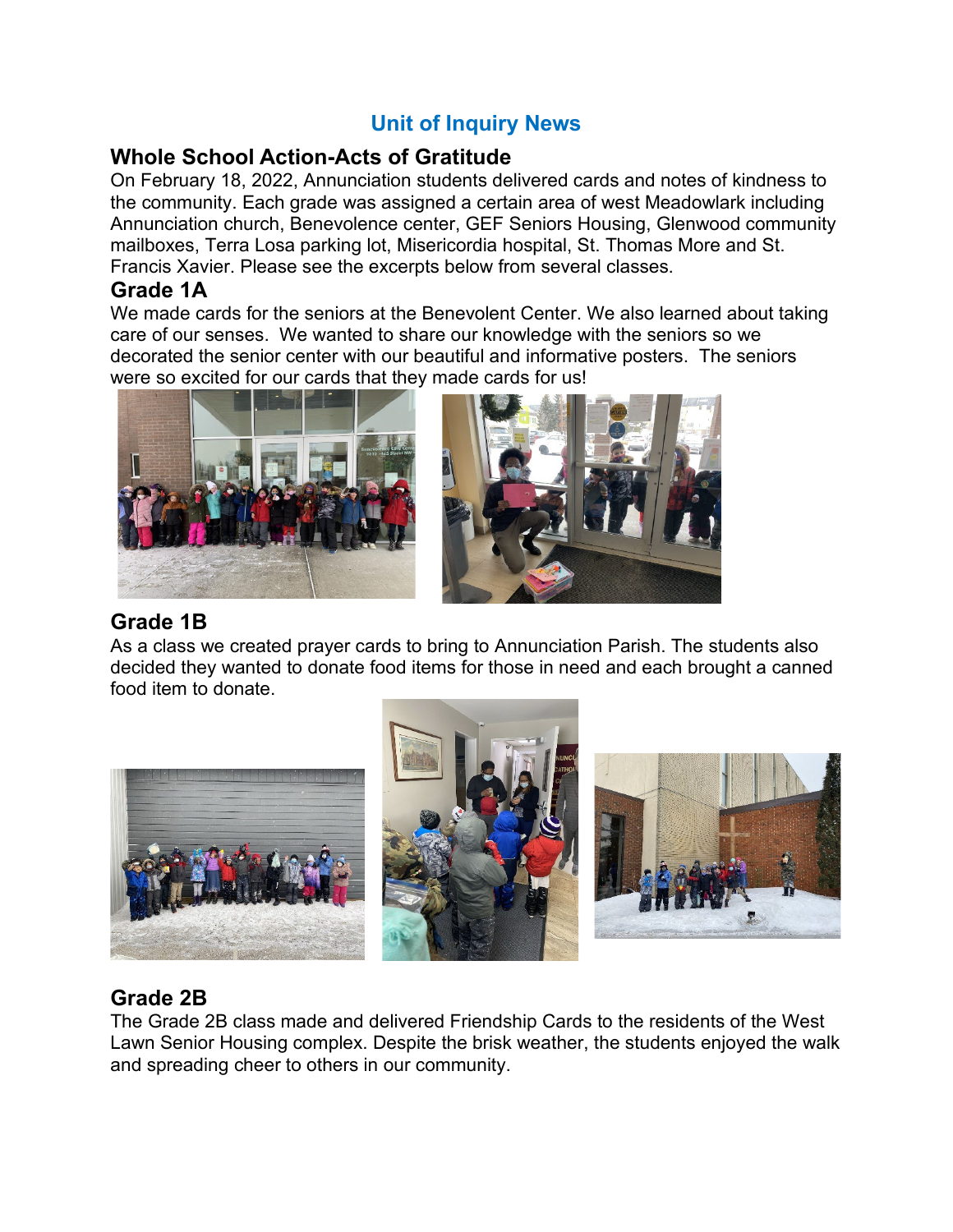## Unit of Inquiry News

### Whole School Action-Acts of Gratitude

On February 18, 2022, Annunciation students delivered cards and notes of kindness to the community. Each grade was assigned a certain area of west Meadowlark including Annunciation church, Benevolence center, GEF Seniors Housing, Glenwood community mailboxes, Terra Losa parking lot, Misericordia hospital, St. Thomas More and St. Francis Xavier. Please see the excerpts below from several classes.

### Grade 1A

We made cards for the seniors at the Benevolent Center. We also learned about taking care of our senses. We wanted to share our knowledge with the seniors so we decorated the senior center with our beautiful and informative posters. The seniors were so excited for our cards that they made cards for us!

### Grade 1B

As a class we created prayer cards to bring to Annunciation Parish. The students also decided they wanted to donate food items for those in need and each brought a canned food item to donate.

### Grade 2B

The Grade 2B class made and delivered Friendship Cards to the residents of the West Lawn Senior Housing complex. Despite the brisk weather, the students enjoyed the walk and spreading cheer to others in our community.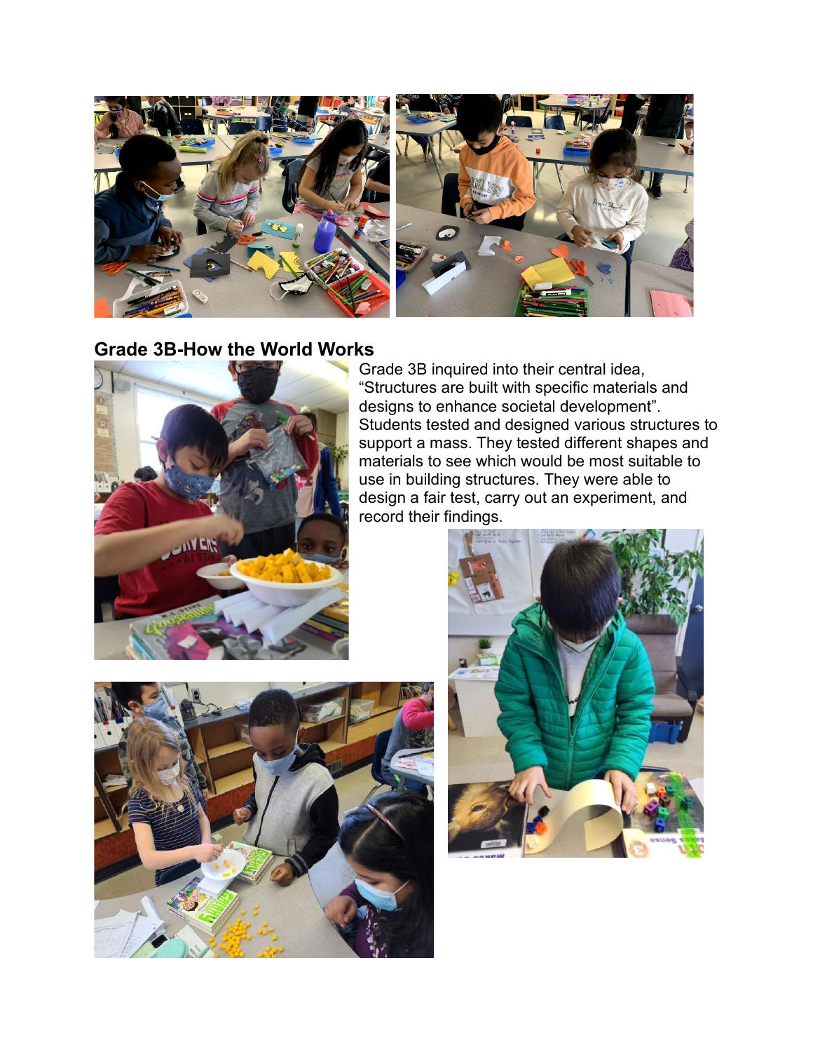## Grade 3B-How the World Works

Grade 3B inquired into their central idea, “Structures are built with specific materials and designs to enhance societal development”. Students tested and designed various structures to support a mass. They tested different shapes and materials to see which would be most suitable to use in building structures. They were able to design a fair test, carry out an experiment, and record their findings.